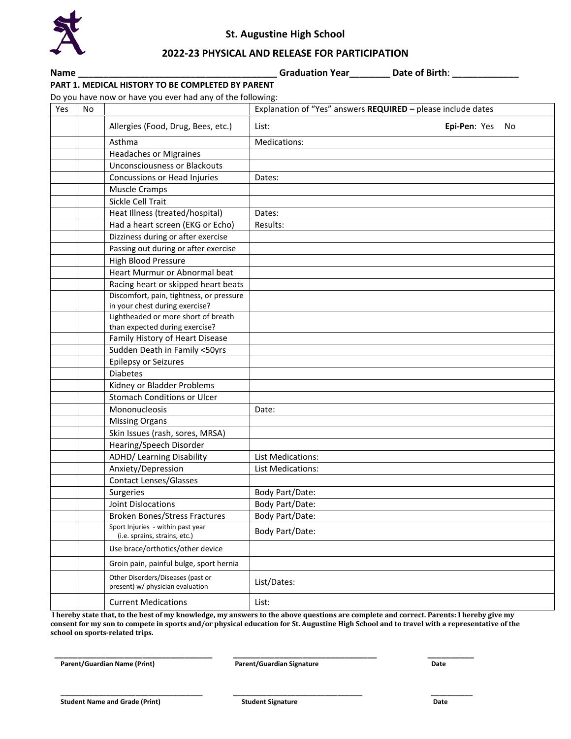# St. Augustine High School

## 2022-23 PHYSICAL AND RELEASE FOR PARTICIPATION

**Name** ________________________________________ **Graduation Year**________ **Date of Birth**: _____________

**PART 1. MEDICAL HISTORY TO BE COMPLETED BY PARENT**

Do you have now or have you ever had any of the following:

| Yes | No | | Explanation of "Yes" answers **REQUIRED –** please include dates |
|---|---|---|---|
| | | Allergies (Food, Drug, Bees, etc.) | List: **Epi-Pen**: Yes No |
| | | Asthma | Medications: |
| | | Headaches or Migraines | |
| | | Unconsciousness or Blackouts | |
| | | Concussions or Head Injuries | Dates: |
| | | Muscle Cramps | |
| | | Sickle Cell Trait | |
| | | Heat Illness (treated/hospital) | Dates: |
| | | Had a heart screen (EKG or Echo) | Results: |
| | | Dizziness during or after exercise | |
| | | Passing out during or after exercise | |
| | | High Blood Pressure | |
| | | Heart Murmur or Abnormal beat | |
| | | Racing heart or skipped heart beats | |
| | | Discomfort, pain, tightness, or pressure in your chest during exercise? | |
| | | Lightheaded or more short of breath than expected during exercise? | |
| | | Family History of Heart Disease | |
| | | Sudden Death in Family <50yrs | |
| | | Epilepsy or Seizures | |
| | | Diabetes | |
| | | Kidney or Bladder Problems | |
| | | Stomach Conditions or Ulcer | |
| | | Mononucleosis | Date: |
| | | Missing Organs | |
| | | Skin Issues (rash, sores, MRSA) | |
| | | Hearing/Speech Disorder | |
| | | ADHD/ Learning Disability | List Medications: |
| | | Anxiety/Depression | List Medications: |
| | | Contact Lenses/Glasses | |
| | | Surgeries | Body Part/Date: |
| | | Joint Dislocations | Body Part/Date: |
| | | Broken Bones/Stress Fractures | Body Part/Date: |
| | | Sport Injuries - within past year (i.e. sprains, strains, etc.) | Body Part/Date: |
| | | Use brace/orthotics/other device | |
| | | Groin pain, painful bulge, sport hernia | |
| | | Other Disorders/Diseases (past or present) w/ physician evaluation | List/Dates: |
| | | Current Medications | List: |

**I hereby state that, to the best of my knowledge, my answers to the above questions are complete and correct. Parents: I hereby give my consent for my son to compete in sports and/or physical education for St. Augustine High School and to travel with a representative of the school on sports-related trips.**

________________________________________ ____________________________________ ___________

**Parent/Guardian Name (Print)** **Parent/Guardian Signature** **Date**

____________________________________ ________________________________ __________

**Student Name and Grade (Print)** **Student Signature** **Date**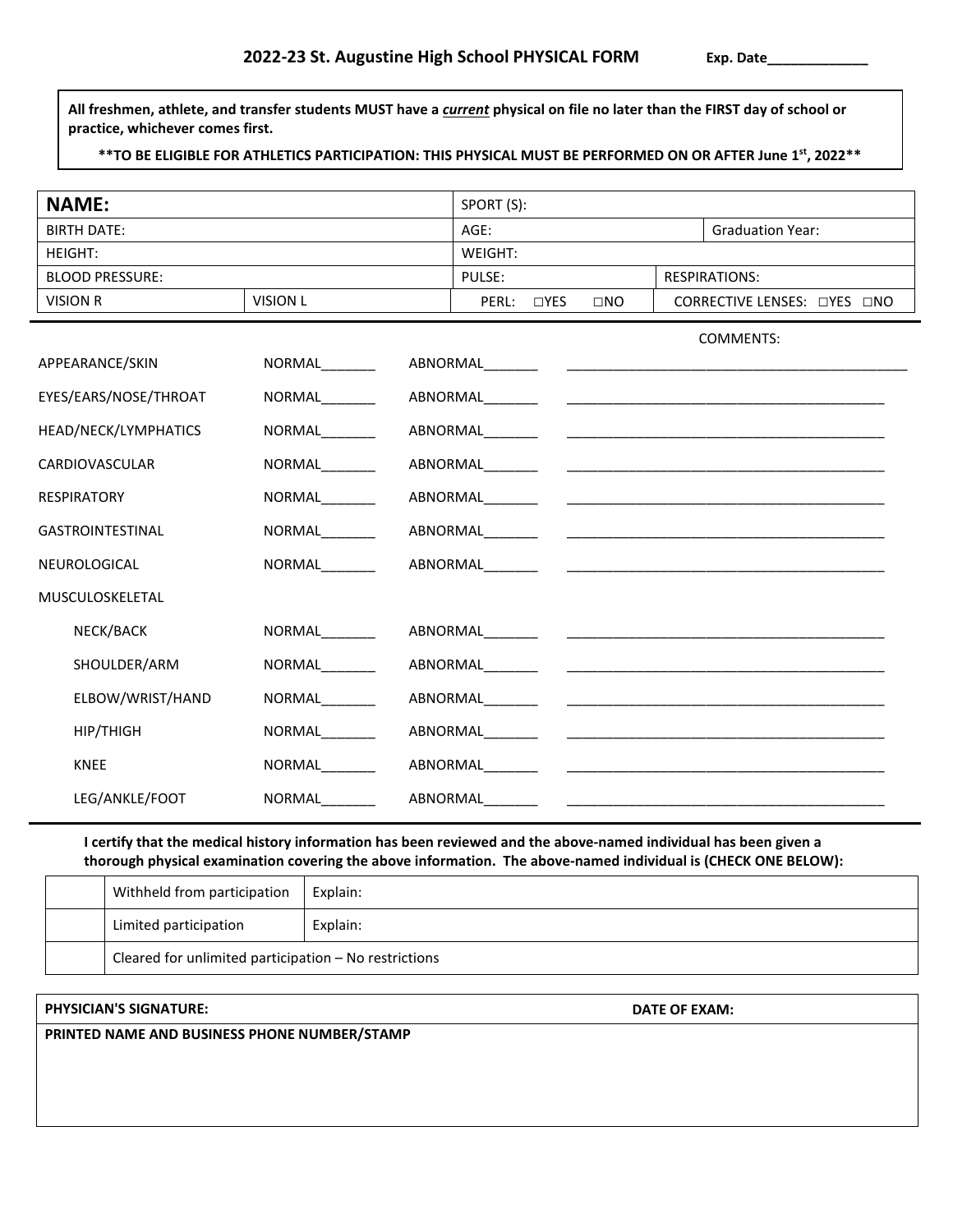## 2022-23 St. Augustine High School PHYSICAL FORM

**Exp. Date____________**

**All freshmen, athlete, and transfer students MUST have a *current* physical on file no later than the FIRST day of school or practice, whichever comes first.**

**\*\*TO BE ELIGIBLE FOR ATHLETICS PARTICIPATION: THIS PHYSICAL MUST BE PERFORMED ON OR AFTER June 1st, 2022\*\***

| | | | |
|---|---|---|---|
| **NAME:** | | SPORT (S): | |
| BIRTH DATE: | | AGE: | Graduation Year: |
| HEIGHT: | | WEIGHT: | |
| BLOOD PRESSURE: | | PULSE: | RESPIRATIONS: |
| VISION R | VISION L | PERL: ☐YES ☐NO | CORRECTIVE LENSES: ☐YES ☐NO |

| | | | COMMENTS: |
|---|---|---|---|
| APPEARANCE/SKIN | NORMAL_______ | ABNORMAL_______ | ____________________ |
| EYES/EARS/NOSE/THROAT | NORMAL_______ | ABNORMAL_______ | ____________________ |
| HEAD/NECK/LYMPHATICS | NORMAL_______ | ABNORMAL_______ | ____________________ |
| CARDIOVASCULAR | NORMAL_______ | ABNORMAL_______ | ____________________ |
| RESPIRATORY | NORMAL_______ | ABNORMAL_______ | ____________________ |
| GASTROINTESTINAL | NORMAL_______ | ABNORMAL_______ | ____________________ |
| NEUROLOGICAL | NORMAL_______ | ABNORMAL_______ | ____________________ |
| MUSCULOSKELETAL | | | |
| NECK/BACK | NORMAL_______ | ABNORMAL_______ | ____________________ |
| SHOULDER/ARM | NORMAL_______ | ABNORMAL_______ | ____________________ |
| ELBOW/WRIST/HAND | NORMAL_______ | ABNORMAL_______ | ____________________ |
| HIP/THIGH | NORMAL_______ | ABNORMAL_______ | ____________________ |
| KNEE | NORMAL_______ | ABNORMAL_______ | ____________________ |
| LEG/ANKLE/FOOT | NORMAL_______ | ABNORMAL_______ | ____________________ |

**I certify that the medical history information has been reviewed and the above-named individual has been given a thorough physical examination covering the above information. The above-named individual is (CHECK ONE BELOW):**

| | | |
|---|---|---|
| | Withheld from participation | Explain: |
| | Limited participation | Explain: |
| | Cleared for unlimited participation – No restrictions | |

| | |
|---|---|
| **PHYSICIAN'S SIGNATURE:** | **DATE OF EXAM:** |
| **PRINTED NAME AND BUSINESS PHONE NUMBER/STAMP** | |